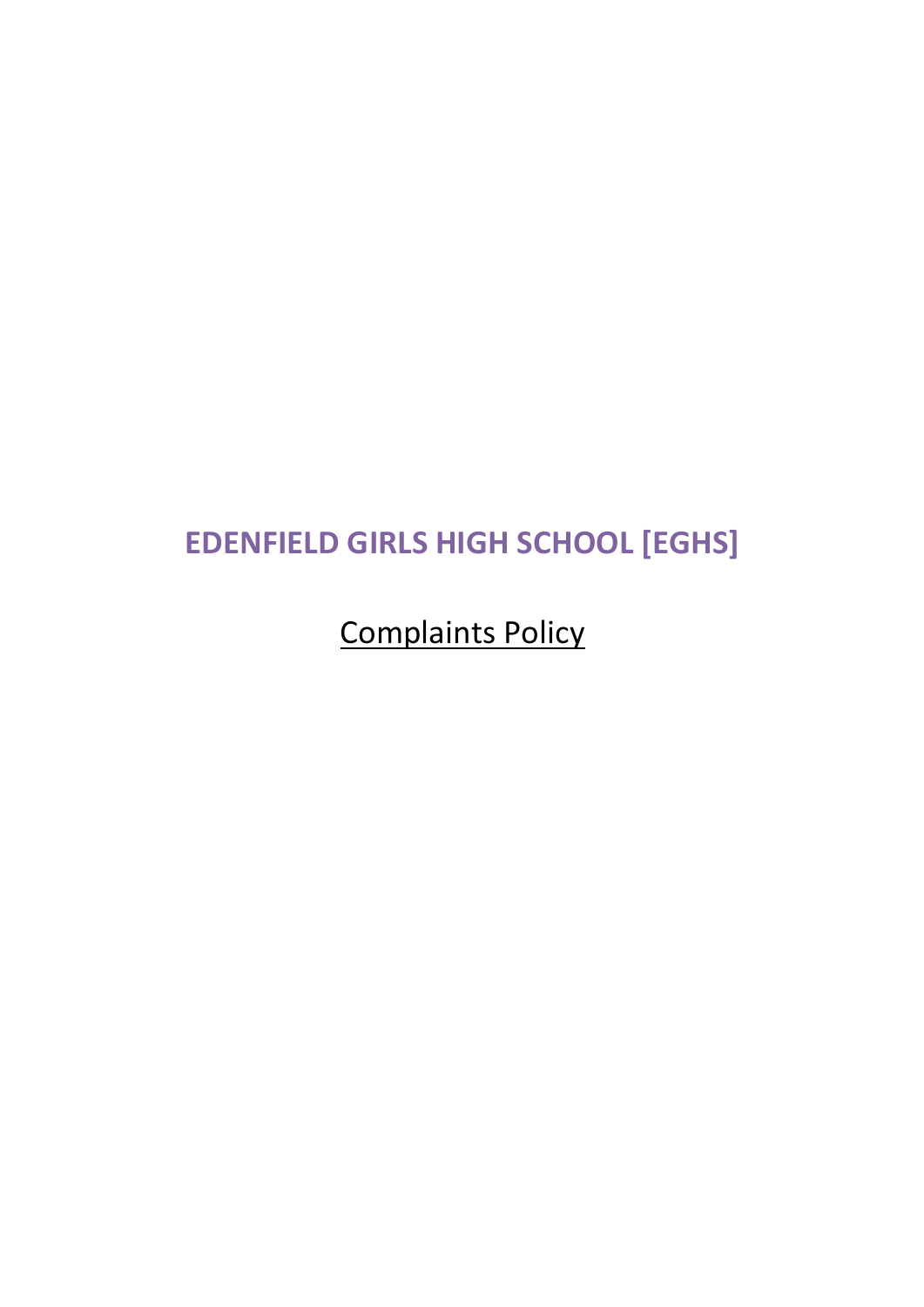# EDENFIELD GIRLS HIGH SCHOOL [EGHS]

Complaints Policy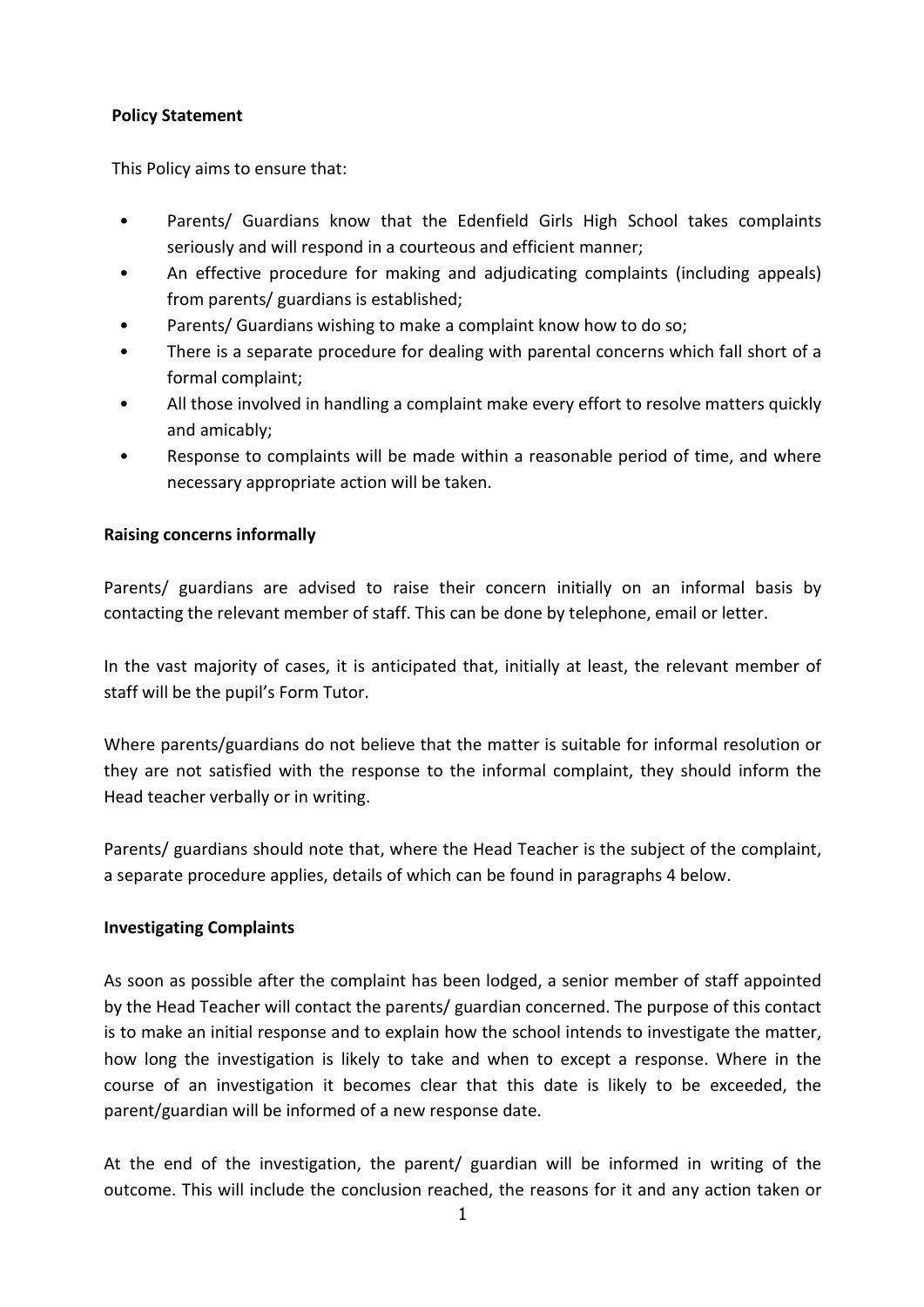**Policy Statement**

This Policy aims to ensure that:

- Parents/ Guardians know that the Edenfield Girls High School takes complaints seriously and will respond in a courteous and efficient manner;
- An effective procedure for making and adjudicating complaints (including appeals) from parents/ guardians is established;
- Parents/ Guardians wishing to make a complaint know how to do so;
- There is a separate procedure for dealing with parental concerns which fall short of a formal complaint;
- All those involved in handling a complaint make every effort to resolve matters quickly and amicably;
- Response to complaints will be made within a reasonable period of time, and where necessary appropriate action will be taken.

**Raising concerns informally**

Parents/ guardians are advised to raise their concern initially on an informal basis by contacting the relevant member of staff. This can be done by telephone, email or letter.

In the vast majority of cases, it is anticipated that, initially at least, the relevant member of staff will be the pupil's Form Tutor.

Where parents/guardians do not believe that the matter is suitable for informal resolution or they are not satisfied with the response to the informal complaint, they should inform the Head teacher verbally or in writing.

Parents/ guardians should note that, where the Head Teacher is the subject of the complaint, a separate procedure applies, details of which can be found in paragraphs 4 below.

**Investigating Complaints**

As soon as possible after the complaint has been lodged, a senior member of staff appointed by the Head Teacher will contact the parents/ guardian concerned. The purpose of this contact is to make an initial response and to explain how the school intends to investigate the matter, how long the investigation is likely to take and when to except a response. Where in the course of an investigation it becomes clear that this date is likely to be exceeded, the parent/guardian will be informed of a new response date.

At the end of the investigation, the parent/ guardian will be informed in writing of the outcome. This will include the conclusion reached, the reasons for it and any action taken or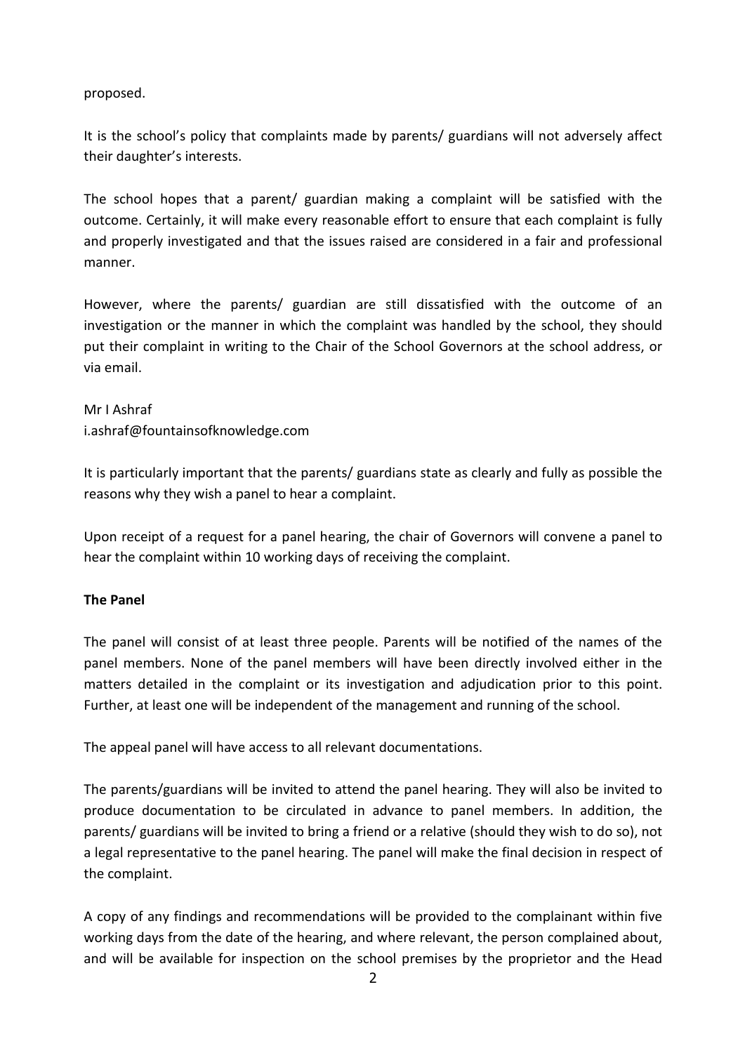proposed.

It is the school's policy that complaints made by parents/ guardians will not adversely affect their daughter's interests.

The school hopes that a parent/ guardian making a complaint will be satisfied with the outcome. Certainly, it will make every reasonable effort to ensure that each complaint is fully and properly investigated and that the issues raised are considered in a fair and professional manner.

However, where the parents/ guardian are still dissatisfied with the outcome of an investigation or the manner in which the complaint was handled by the school, they should put their complaint in writing to the Chair of the School Governors at the school address, or via email.

Mr I Ashraf
i.ashraf@fountainsofknowledge.com

It is particularly important that the parents/ guardians state as clearly and fully as possible the reasons why they wish a panel to hear a complaint.

Upon receipt of a request for a panel hearing, the chair of Governors will convene a panel to hear the complaint within 10 working days of receiving the complaint.

**The Panel**

The panel will consist of at least three people. Parents will be notified of the names of the panel members. None of the panel members will have been directly involved either in the matters detailed in the complaint or its investigation and adjudication prior to this point. Further, at least one will be independent of the management and running of the school.

The appeal panel will have access to all relevant documentations.

The parents/guardians will be invited to attend the panel hearing. They will also be invited to produce documentation to be circulated in advance to panel members. In addition, the parents/ guardians will be invited to bring a friend or a relative (should they wish to do so), not a legal representative to the panel hearing. The panel will make the final decision in respect of the complaint.

A copy of any findings and recommendations will be provided to the complainant within five working days from the date of the hearing, and where relevant, the person complained about, and will be available for inspection on the school premises by the proprietor and the Head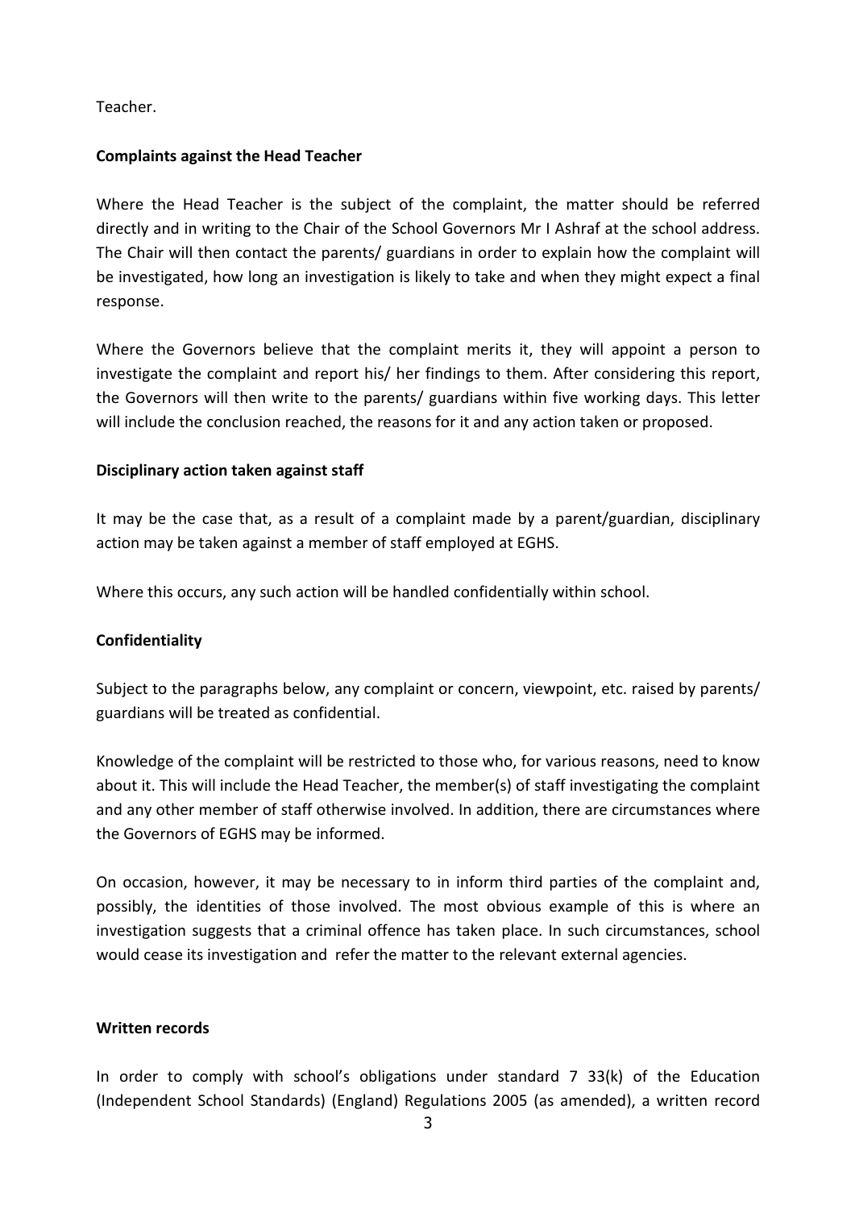Teacher.

**Complaints against the Head Teacher**

Where the Head Teacher is the subject of the complaint, the matter should be referred directly and in writing to the Chair of the School Governors Mr I Ashraf at the school address. The Chair will then contact the parents/ guardians in order to explain how the complaint will be investigated, how long an investigation is likely to take and when they might expect a final response.

Where the Governors believe that the complaint merits it, they will appoint a person to investigate the complaint and report his/ her findings to them. After considering this report, the Governors will then write to the parents/ guardians within five working days. This letter will include the conclusion reached, the reasons for it and any action taken or proposed.

**Disciplinary action taken against staff**

It may be the case that, as a result of a complaint made by a parent/guardian, disciplinary action may be taken against a member of staff employed at EGHS.

Where this occurs, any such action will be handled confidentially within school.

**Confidentiality**

Subject to the paragraphs below, any complaint or concern, viewpoint, etc. raised by parents/ guardians will be treated as confidential.

Knowledge of the complaint will be restricted to those who, for various reasons, need to know about it. This will include the Head Teacher, the member(s) of staff investigating the complaint and any other member of staff otherwise involved. In addition, there are circumstances where the Governors of EGHS may be informed.

On occasion, however, it may be necessary to in inform third parties of the complaint and, possibly, the identities of those involved. The most obvious example of this is where an investigation suggests that a criminal offence has taken place. In such circumstances, school would cease its investigation and refer the matter to the relevant external agencies.

**Written records**

In order to comply with school's obligations under standard 7 33(k) of the Education (Independent School Standards) (England) Regulations 2005 (as amended), a written record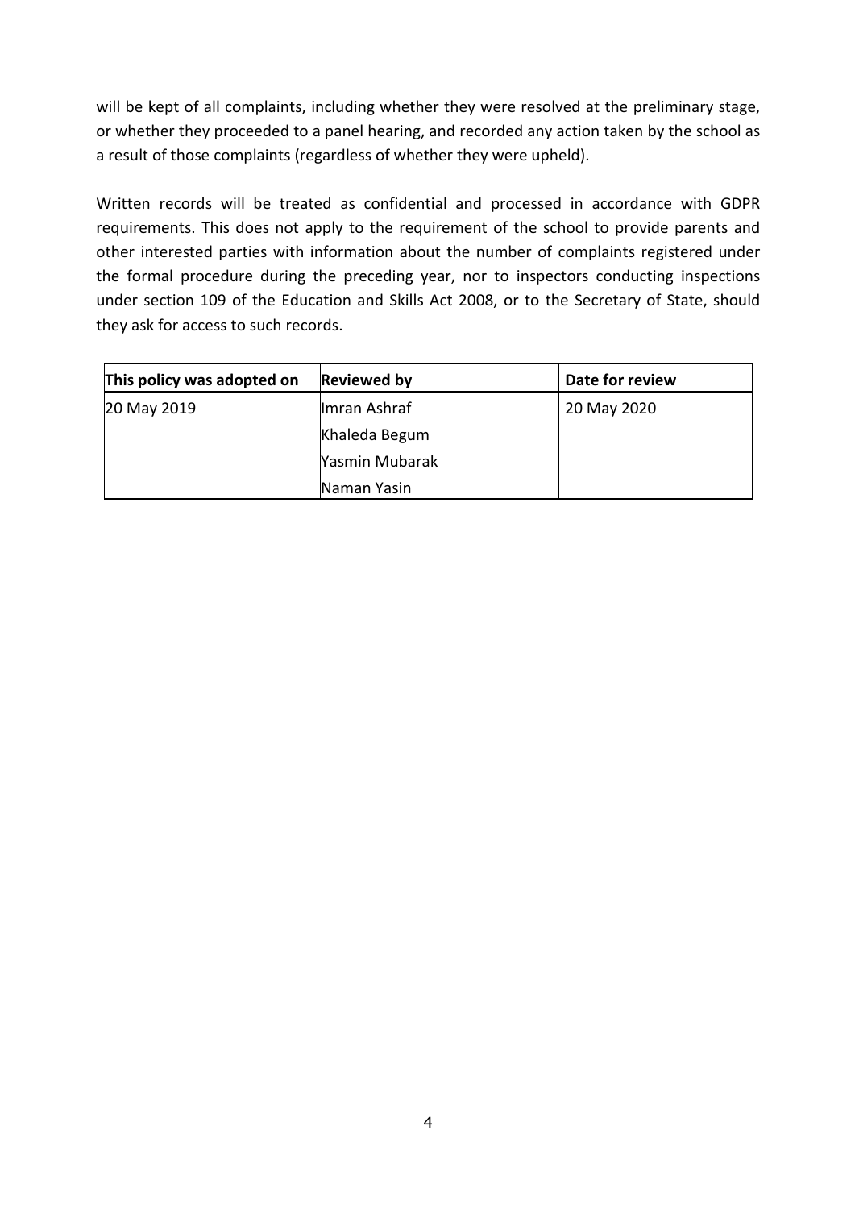will be kept of all complaints, including whether they were resolved at the preliminary stage, or whether they proceeded to a panel hearing, and recorded any action taken by the school as a result of those complaints (regardless of whether they were upheld).

Written records will be treated as confidential and processed in accordance with GDPR requirements. This does not apply to the requirement of the school to provide parents and other interested parties with information about the number of complaints registered under the formal procedure during the preceding year, nor to inspectors conducting inspections under section 109 of the Education and Skills Act 2008, or to the Secretary of State, should they ask for access to such records.

| **This policy was adopted on** | **Reviewed by** | **Date for review** |
|---|---|---|
| 20 May 2019 | Imran Ashraf<br>Khaleda Begum<br>Yasmin Mubarak<br>Naman Yasin | 20 May 2020 |